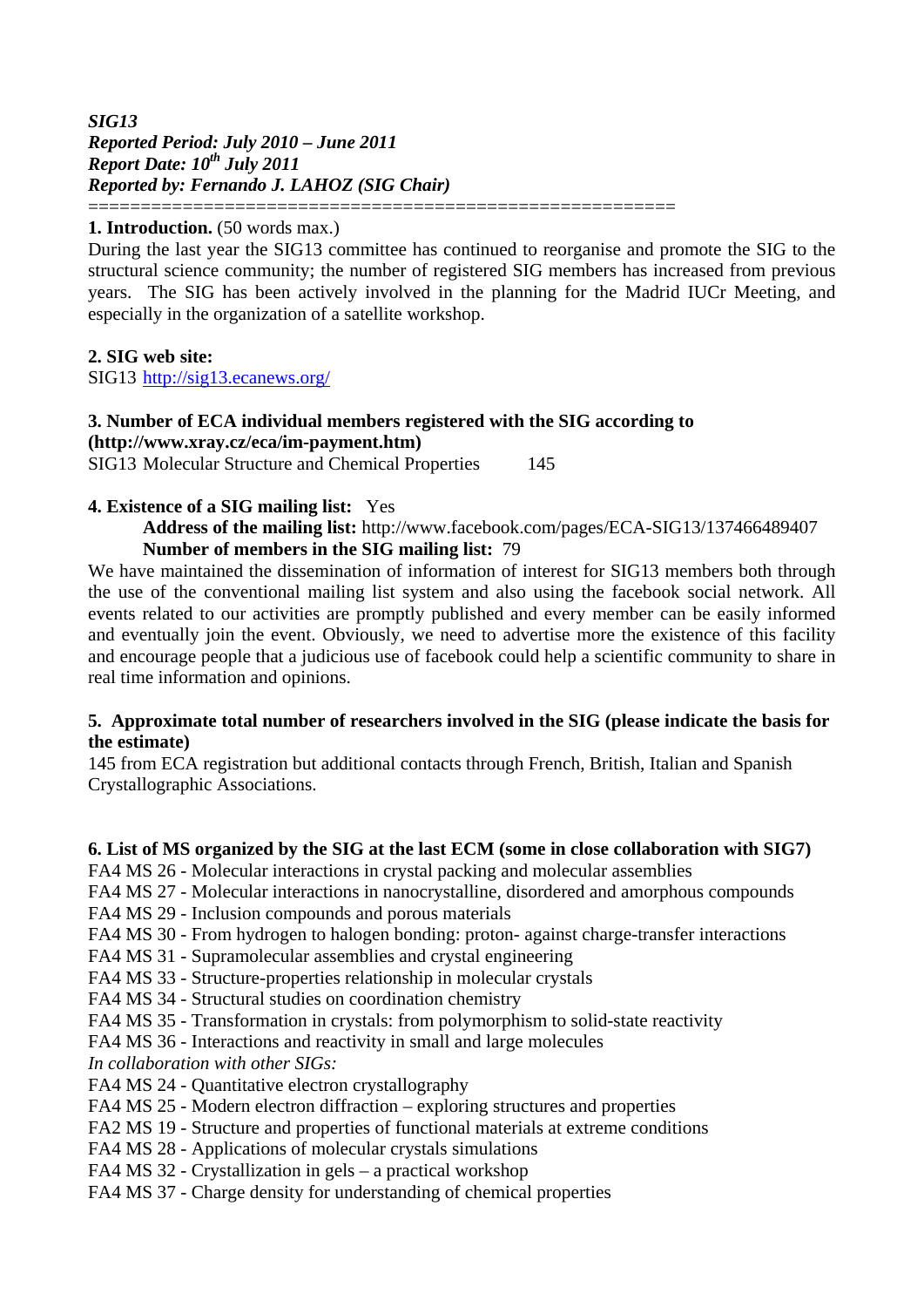***SIG13***
***Reported Period: July 2010 – June 2011***
***Report Date: 10th July 2011***
***Reported by: Fernando J. LAHOZ (SIG Chair)***

========================================================

**1. Introduction.** (50 words max.)

During the last year the SIG13 committee has continued to reorganise and promote the SIG to the structural science community; the number of registered SIG members has increased from previous years. The SIG has been actively involved in the planning for the Madrid IUCr Meeting, and especially in the organization of a satellite workshop.

**2. SIG web site:**

SIG13 http://sig13.ecanews.org/

**3. Number of ECA individual members registered with the SIG according to (http://www.xray.cz/eca/im-payment.htm)**

SIG13 Molecular Structure and Chemical Properties 145

**4. Existence of a SIG mailing list:** Yes

**Address of the mailing list:** http://www.facebook.com/pages/ECA-SIG13/137466489407
**Number of members in the SIG mailing list:** 79

We have maintained the dissemination of information of interest for SIG13 members both through the use of the conventional mailing list system and also using the facebook social network. All events related to our activities are promptly published and every member can be easily informed and eventually join the event. Obviously, we need to advertise more the existence of this facility and encourage people that a judicious use of facebook could help a scientific community to share in real time information and opinions.

**5. Approximate total number of researchers involved in the SIG (please indicate the basis for the estimate)**

145 from ECA registration but additional contacts through French, British, Italian and Spanish Crystallographic Associations.

**6. List of MS organized by the SIG at the last ECM (some in close collaboration with SIG7)**

FA4 MS 26 - Molecular interactions in crystal packing and molecular assemblies
FA4 MS 27 - Molecular interactions in nanocrystalline, disordered and amorphous compounds
FA4 MS 29 - Inclusion compounds and porous materials
FA4 MS 30 - From hydrogen to halogen bonding: proton- against charge-transfer interactions
FA4 MS 31 - Supramolecular assemblies and crystal engineering
FA4 MS 33 - Structure-properties relationship in molecular crystals
FA4 MS 34 - Structural studies on coordination chemistry
FA4 MS 35 - Transformation in crystals: from polymorphism to solid-state reactivity
FA4 MS 36 - Interactions and reactivity in small and large molecules

*In collaboration with other SIGs:*

FA4 MS 24 - Quantitative electron crystallography
FA4 MS 25 - Modern electron diffraction – exploring structures and properties
FA2 MS 19 - Structure and properties of functional materials at extreme conditions
FA4 MS 28 - Applications of molecular crystals simulations
FA4 MS 32 - Crystallization in gels – a practical workshop
FA4 MS 37 - Charge density for understanding of chemical properties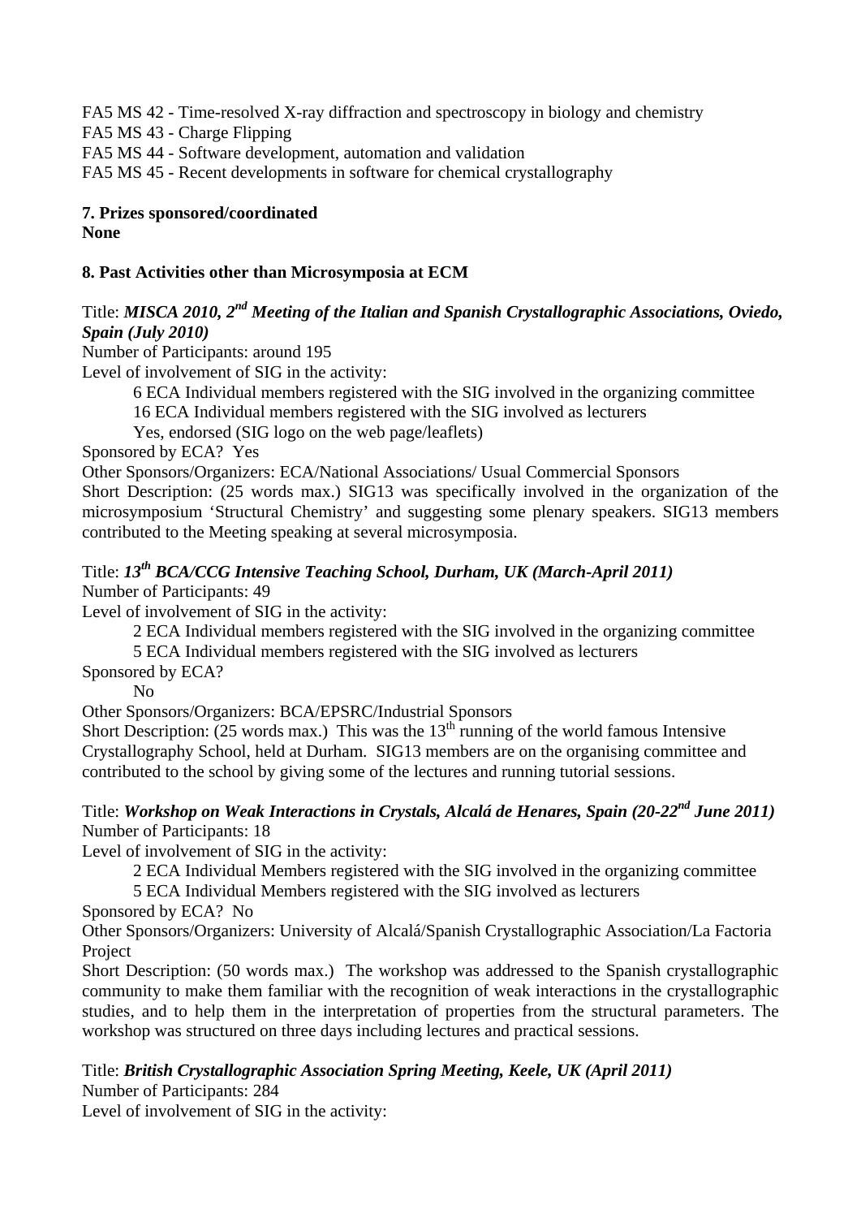FA5 MS 42 - Time-resolved X-ray diffraction and spectroscopy in biology and chemistry
FA5 MS 43 - Charge Flipping
FA5 MS 44 - Software development, automation and validation
FA5 MS 45 - Recent developments in software for chemical crystallography

**7. Prizes sponsored/coordinated**
**None**

**8. Past Activities other than Microsymposia at ECM**

Title: ***MISCA 2010, 2nd Meeting of the Italian and Spanish Crystallographic Associations, Oviedo, Spain (July 2010)***
Number of Participants: around 195
Level of involvement of SIG in the activity:

6 ECA Individual members registered with the SIG involved in the organizing committee
16 ECA Individual members registered with the SIG involved as lecturers
Yes, endorsed (SIG logo on the web page/leaflets)

Sponsored by ECA? Yes
Other Sponsors/Organizers: ECA/National Associations/ Usual Commercial Sponsors
Short Description: (25 words max.) SIG13 was specifically involved in the organization of the microsymposium 'Structural Chemistry' and suggesting some plenary speakers. SIG13 members contributed to the Meeting speaking at several microsymposia.

Title: ***13th BCA/CCG Intensive Teaching School, Durham, UK (March-April 2011)***
Number of Participants: 49
Level of involvement of SIG in the activity:

2 ECA Individual members registered with the SIG involved in the organizing committee
5 ECA Individual members registered with the SIG involved as lecturers

Sponsored by ECA?

No

Other Sponsors/Organizers: BCA/EPSRC/Industrial Sponsors
Short Description: (25 words max.) This was the 13th running of the world famous Intensive Crystallography School, held at Durham. SIG13 members are on the organising committee and contributed to the school by giving some of the lectures and running tutorial sessions.

Title: ***Workshop on Weak Interactions in Crystals, Alcalá de Henares, Spain (20-22nd June 2011)***
Number of Participants: 18
Level of involvement of SIG in the activity:

2 ECA Individual Members registered with the SIG involved in the organizing committee
5 ECA Individual Members registered with the SIG involved as lecturers

Sponsored by ECA? No
Other Sponsors/Organizers: University of Alcalá/Spanish Crystallographic Association/La Factoria Project
Short Description: (50 words max.) The workshop was addressed to the Spanish crystallographic community to make them familiar with the recognition of weak interactions in the crystallographic studies, and to help them in the interpretation of properties from the structural parameters. The workshop was structured on three days including lectures and practical sessions.

Title: ***British Crystallographic Association Spring Meeting, Keele, UK (April 2011)***
Number of Participants: 284
Level of involvement of SIG in the activity: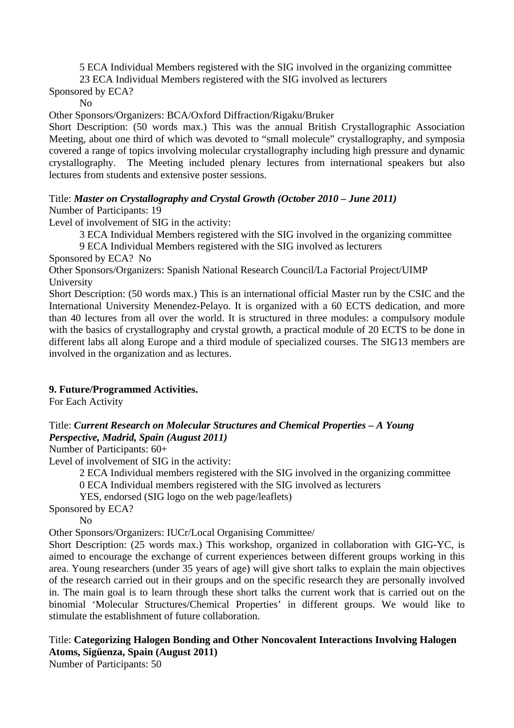5 ECA Individual Members registered with the SIG involved in the organizing committee

23 ECA Individual Members registered with the SIG involved as lecturers

Sponsored by ECA?

No

Other Sponsors/Organizers: BCA/Oxford Diffraction/Rigaku/Bruker

Short Description: (50 words max.) This was the annual British Crystallographic Association Meeting, about one third of which was devoted to “small molecule” crystallography, and symposia covered a range of topics involving molecular crystallography including high pressure and dynamic crystallography. The Meeting included plenary lectures from international speakers but also lectures from students and extensive poster sessions.

Title: ***Master on Crystallography and Crystal Growth (October 2010 – June 2011)***

Number of Participants: 19

Level of involvement of SIG in the activity:

3 ECA Individual Members registered with the SIG involved in the organizing committee

9 ECA Individual Members registered with the SIG involved as lecturers

Sponsored by ECA? No

Other Sponsors/Organizers: Spanish National Research Council/La Factorial Project/UIMP University

Short Description: (50 words max.) This is an international official Master run by the CSIC and the International University Menendez-Pelayo. It is organized with a 60 ECTS dedication, and more than 40 lectures from all over the world. It is structured in three modules: a compulsory module with the basics of crystallography and crystal growth, a practical module of 20 ECTS to be done in different labs all along Europe and a third module of specialized courses. The SIG13 members are involved in the organization and as lectures.

**9. Future/Programmed Activities.**

For Each Activity

Title: ***Current Research on Molecular Structures and Chemical Properties – A Young Perspective, Madrid, Spain (August 2011)***

Number of Participants: 60+

Level of involvement of SIG in the activity:

2 ECA Individual members registered with the SIG involved in the organizing committee

0 ECA Individual members registered with the SIG involved as lecturers

YES, endorsed (SIG logo on the web page/leaflets)

Sponsored by ECA?

No

Other Sponsors/Organizers: IUCr/Local Organising Committee/

Short Description: (25 words max.) This workshop, organized in collaboration with GIG-YC, is aimed to encourage the exchange of current experiences between different groups working in this area. Young researchers (under 35 years of age) will give short talks to explain the main objectives of the research carried out in their groups and on the specific research they are personally involved in. The main goal is to learn through these short talks the current work that is carried out on the binomial ‘Molecular Structures/Chemical Properties’ in different groups. We would like to stimulate the establishment of future collaboration.

Title: **Categorizing Halogen Bonding and Other Noncovalent Interactions Involving Halogen Atoms, Sigüenza, Spain (August 2011)**

Number of Participants: 50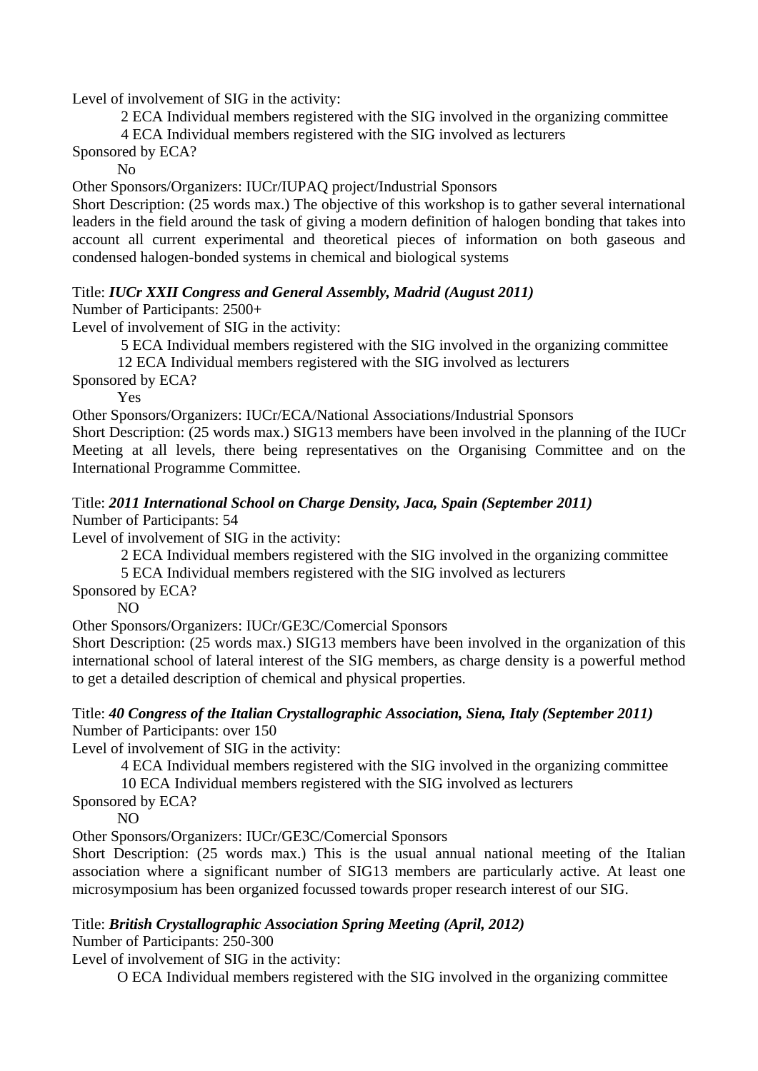Level of involvement of SIG in the activity:

 2 ECA Individual members registered with the SIG involved in the organizing committee
 4 ECA Individual members registered with the SIG involved as lecturers

Sponsored by ECA?

 No

Other Sponsors/Organizers: IUCr/IUPAQ project/Industrial Sponsors

Short Description: (25 words max.) The objective of this workshop is to gather several international leaders in the field around the task of giving a modern definition of halogen bonding that takes into account all current experimental and theoretical pieces of information on both gaseous and condensed halogen-bonded systems in chemical and biological systems

Title: ***IUCr XXII Congress and General Assembly, Madrid (August 2011)***

Number of Participants: 2500+

Level of involvement of SIG in the activity:

 5 ECA Individual members registered with the SIG involved in the organizing committee
 12 ECA Individual members registered with the SIG involved as lecturers

Sponsored by ECA?

 Yes

Other Sponsors/Organizers: IUCr/ECA/National Associations/Industrial Sponsors

Short Description: (25 words max.) SIG13 members have been involved in the planning of the IUCr Meeting at all levels, there being representatives on the Organising Committee and on the International Programme Committee.

Title: ***2011 International School on Charge Density, Jaca, Spain (September 2011)***

Number of Participants: 54

Level of involvement of SIG in the activity:

 2 ECA Individual members registered with the SIG involved in the organizing committee
 5 ECA Individual members registered with the SIG involved as lecturers

Sponsored by ECA?

 NO

Other Sponsors/Organizers: IUCr/GE3C/Comercial Sponsors

Short Description: (25 words max.) SIG13 members have been involved in the organization of this international school of lateral interest of the SIG members, as charge density is a powerful method to get a detailed description of chemical and physical properties.

Title: ***40 Congress of the Italian Crystallographic Association, Siena, Italy (September 2011)***

Number of Participants: over 150

Level of involvement of SIG in the activity:

 4 ECA Individual members registered with the SIG involved in the organizing committee
 10 ECA Individual members registered with the SIG involved as lecturers

Sponsored by ECA?

 NO

Other Sponsors/Organizers: IUCr/GE3C/Comercial Sponsors

Short Description: (25 words max.) This is the usual annual national meeting of the Italian association where a significant number of SIG13 members are particularly active. At least one microsymposium has been organized focussed towards proper research interest of our SIG.

Title: ***British Crystallographic Association Spring Meeting (April, 2012)***

Number of Participants: 250-300

Level of involvement of SIG in the activity:

 O ECA Individual members registered with the SIG involved in the organizing committee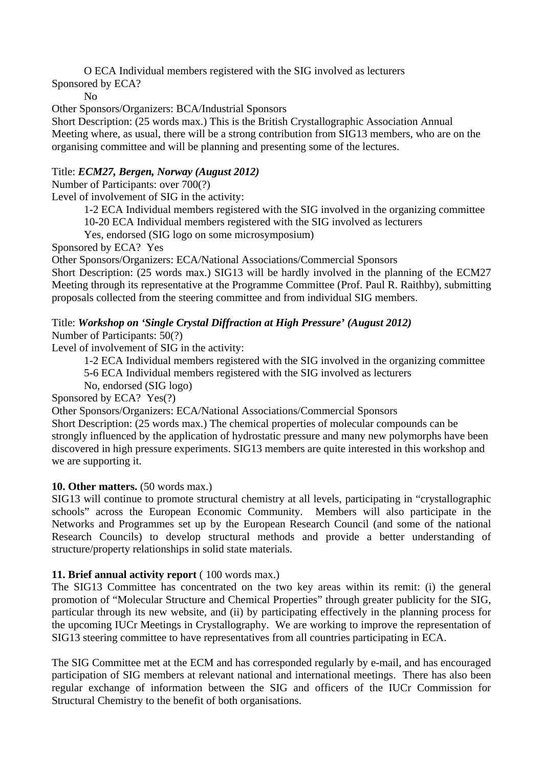O ECA Individual members registered with the SIG involved as lecturers

Sponsored by ECA?

No

Other Sponsors/Organizers: BCA/Industrial Sponsors

Short Description: (25 words max.) This is the British Crystallographic Association Annual Meeting where, as usual, there will be a strong contribution from SIG13 members, who are on the organising committee and will be planning and presenting some of the lectures.

Title: ***ECM27, Bergen, Norway (August 2012)***

Number of Participants: over 700(?)

Level of involvement of SIG in the activity:

1-2 ECA Individual members registered with the SIG involved in the organizing committee

10-20 ECA Individual members registered with the SIG involved as lecturers

Yes, endorsed (SIG logo on some microsymposium)

Sponsored by ECA? Yes

Other Sponsors/Organizers: ECA/National Associations/Commercial Sponsors

Short Description: (25 words max.) SIG13 will be hardly involved in the planning of the ECM27 Meeting through its representative at the Programme Committee (Prof. Paul R. Raithby), submitting proposals collected from the steering committee and from individual SIG members.

Title: ***Workshop on 'Single Crystal Diffraction at High Pressure' (August 2012)***

Number of Participants: 50(?)

Level of involvement of SIG in the activity:

1-2 ECA Individual members registered with the SIG involved in the organizing committee

5-6 ECA Individual members registered with the SIG involved as lecturers

No, endorsed (SIG logo)

Sponsored by ECA? Yes(?)

Other Sponsors/Organizers: ECA/National Associations/Commercial Sponsors

Short Description: (25 words max.) The chemical properties of molecular compounds can be strongly influenced by the application of hydrostatic pressure and many new polymorphs have been discovered in high pressure experiments. SIG13 members are quite interested in this workshop and we are supporting it.

**10. Other matters.** (50 words max.)

SIG13 will continue to promote structural chemistry at all levels, participating in "crystallographic schools" across the European Economic Community. Members will also participate in the Networks and Programmes set up by the European Research Council (and some of the national Research Councils) to develop structural methods and provide a better understanding of structure/property relationships in solid state materials.

**11. Brief annual activity report** ( 100 words max.)

The SIG13 Committee has concentrated on the two key areas within its remit: (i) the general promotion of "Molecular Structure and Chemical Properties" through greater publicity for the SIG, particular through its new website, and (ii) by participating effectively in the planning process for the upcoming IUCr Meetings in Crystallography. We are working to improve the representation of SIG13 steering committee to have representatives from all countries participating in ECA.

The SIG Committee met at the ECM and has corresponded regularly by e-mail, and has encouraged participation of SIG members at relevant national and international meetings. There has also been regular exchange of information between the SIG and officers of the IUCr Commission for Structural Chemistry to the benefit of both organisations.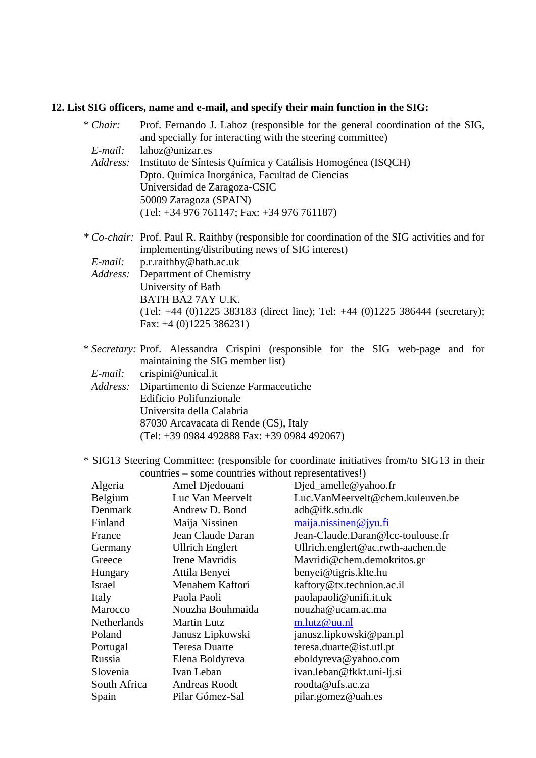**12. List SIG officers, name and e-mail, and specify their main function in the SIG:**

\* *Chair:* Prof. Fernando J. Lahoz (responsible for the general coordination of the SIG, and specially for interacting with the steering committee)
*E-mail:* lahoz@unizar.es
*Address:* Instituto de Síntesis Química y Catálisis Homogénea (ISQCH)
Dpto. Química Inorgánica, Facultad de Ciencias
Universidad de Zaragoza-CSIC
50009 Zaragoza (SPAIN)
(Tel: +34 976 761147; Fax: +34 976 761187)

\* *Co-chair:* Prof. Paul R. Raithby (responsible for coordination of the SIG activities and for implementing/distributing news of SIG interest)
*E-mail:* p.r.raithby@bath.ac.uk
*Address:* Department of Chemistry
University of Bath
BATH BA2 7AY U.K.
(Tel: +44 (0)1225 383183 (direct line); Tel: +44 (0)1225 386444 (secretary); Fax: +4 (0)1225 386231)

\* *Secretary:* Prof. Alessandra Crispini (responsible for the SIG web-page and for maintaining the SIG member list)
*E-mail:* crispini@unical.it
*Address:* Dipartimento di Scienze Farmaceutiche
Edificio Polifunzionale
Universita della Calabria
87030 Arcavacata di Rende (CS), Italy
(Tel: +39 0984 492888 Fax: +39 0984 492067)

\* SIG13 Steering Committee: (responsible for coordinate initiatives from/to SIG13 in their countries – some countries without representatives!)

| | | |
|---|---|---|
| Algeria | Amel Djedouani | Djed_amelle@yahoo.fr |
| Belgium | Luc Van Meervelt | Luc.VanMeervelt@chem.kuleuven.be |
| Denmark | Andrew D. Bond | adb@ifk.sdu.dk |
| Finland | Maija Nissinen | maija.nissinen@jyu.fi |
| France | Jean Claude Daran | Jean-Claude.Daran@lcc-toulouse.fr |
| Germany | Ullrich Englert | Ullrich.englert@ac.rwth-aachen.de |
| Greece | Irene Mavridis | Mavridi@chem.demokritos.gr |
| Hungary | Attila Benyei | benyei@tigris.klte.hu |
| Israel | Menahem Kaftori | kaftory@tx.technion.ac.il |
| Italy | Paola Paoli | paolapaoli@unifi.it.uk |
| Marocco | Nouzha Bouhmaida | nouzha@ucam.ac.ma |
| Netherlands | Martin Lutz | m.lutz@uu.nl |
| Poland | Janusz Lipkowski | janusz.lipkowski@pan.pl |
| Portugal | Teresa Duarte | teresa.duarte@ist.utl.pt |
| Russia | Elena Boldyreva | eboldyreva@yahoo.com |
| Slovenia | Ivan Leban | ivan.leban@fkkt.uni-lj.si |
| South Africa | Andreas Roodt | roodta@ufs.ac.za |
| Spain | Pilar Gómez-Sal | pilar.gomez@uah.es |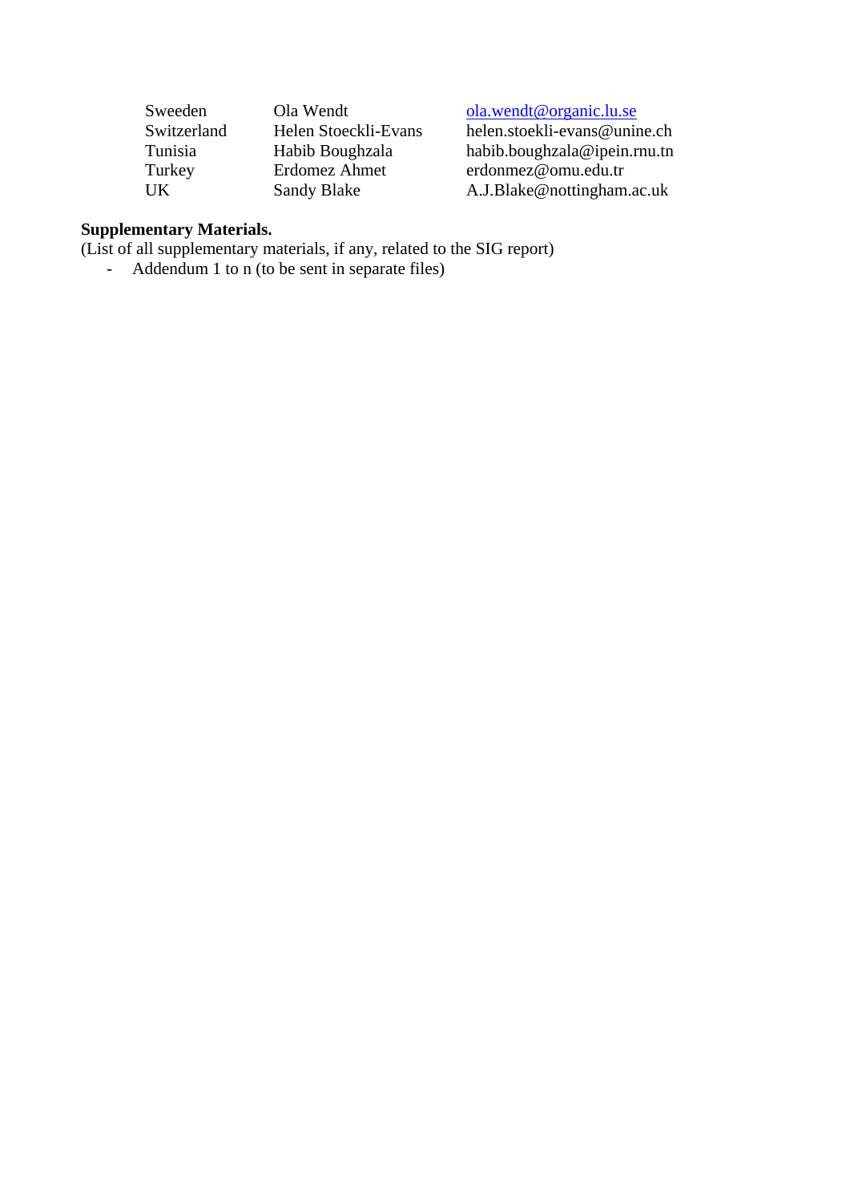| | | |
|---|---|---|
| Sweeden | Ola Wendt | ola.wendt@organic.lu.se |
| Switzerland | Helen Stoeckli-Evans | helen.stoekli-evans@unine.ch |
| Tunisia | Habib Boughzala | habib.boughzala@ipein.rnu.tn |
| Turkey | Erdomez Ahmet | erdonmez@omu.edu.tr |
| UK | Sandy Blake | A.J.Blake@nottingham.ac.uk |

**Supplementary Materials.**
(List of all supplementary materials, if any, related to the SIG report)

- Addendum 1 to n (to be sent in separate files)